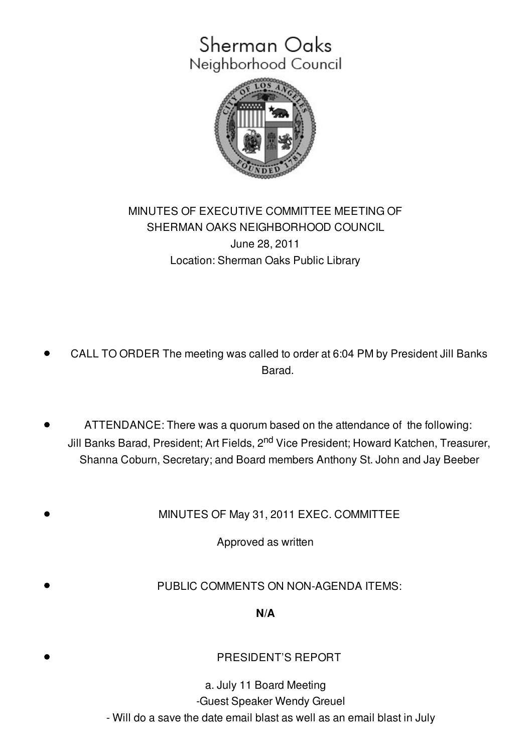# Sherman Oaks
## Neighborhood Council

MINUTES OF EXECUTIVE COMMITTEE MEETING OF
SHERMAN OAKS NEIGHBORHOOD COUNCIL
June 28, 2011
Location: Sherman Oaks Public Library

- CALL TO ORDER The meeting was called to order at 6:04 PM by President Jill Banks Barad.

- ATTENDANCE: There was a quorum based on the attendance of the following: Jill Banks Barad, President; Art Fields, 2nd Vice President; Howard Katchen, Treasurer, Shanna Coburn, Secretary; and Board members Anthony St. John and Jay Beeber

- MINUTES OF May 31, 2011 EXEC. COMMITTEE

  Approved as written

- PUBLIC COMMENTS ON NON-AGENDA ITEMS:

  **N/A**

- PRESIDENT'S REPORT

  a. July 11 Board Meeting
  -Guest Speaker Wendy Greuel
  - Will do a save the date email blast as well as an email blast in July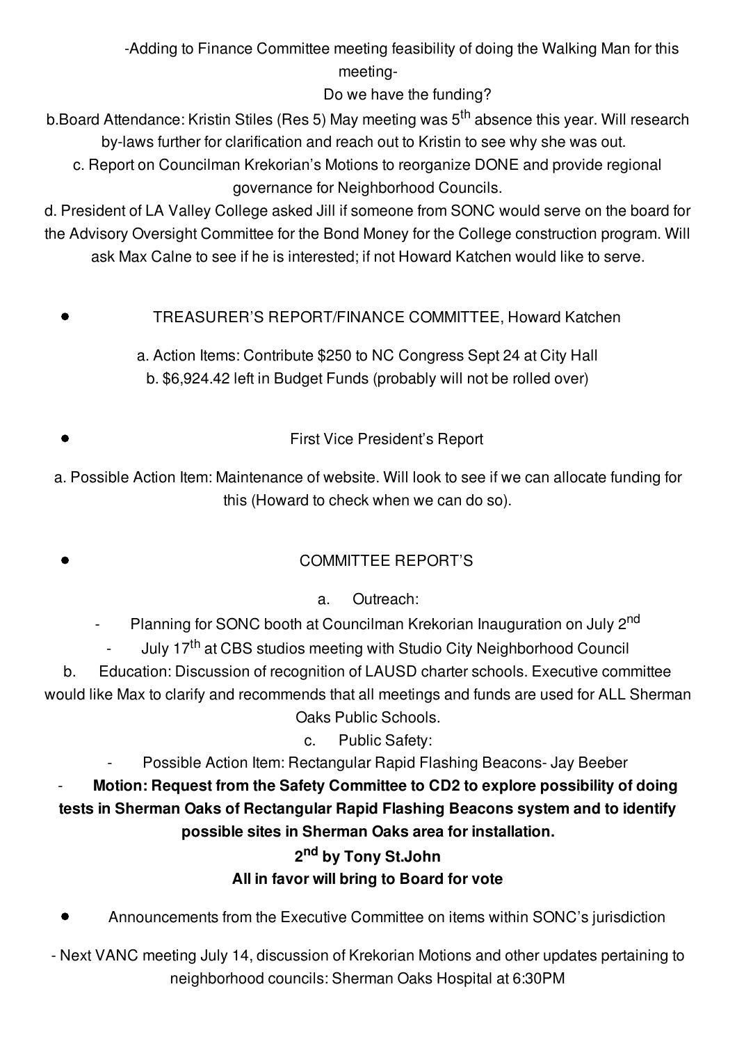-Adding to Finance Committee meeting feasibility of doing the Walking Man for this meeting-

Do we have the funding?

b. Board Attendance: Kristin Stiles (Res 5) May meeting was 5th absence this year. Will research by-laws further for clarification and reach out to Kristin to see why she was out.

c. Report on Councilman Krekorian's Motions to reorganize DONE and provide regional governance for Neighborhood Councils.

d. President of LA Valley College asked Jill if someone from SONC would serve on the board for the Advisory Oversight Committee for the Bond Money for the College construction program. Will ask Max Calne to see if he is interested; if not Howard Katchen would like to serve.

- TREASURER'S REPORT/FINANCE COMMITTEE, Howard Katchen

a. Action Items: Contribute $250 to NC Congress Sept 24 at City Hall

b. $6,924.42 left in Budget Funds (probably will not be rolled over)

- First Vice President's Report

a. Possible Action Item: Maintenance of website. Will look to see if we can allocate funding for this (Howard to check when we can do so).

- COMMITTEE REPORT'S

a. Outreach:

- Planning for SONC booth at Councilman Krekorian Inauguration on July 2nd
- July 17th at CBS studios meeting with Studio City Neighborhood Council

b. Education: Discussion of recognition of LAUSD charter schools. Executive committee would like Max to clarify and recommends that all meetings and funds are used for ALL Sherman Oaks Public Schools.

c. Public Safety:

- Possible Action Item: Rectangular Rapid Flashing Beacons- Jay Beeber
- **Motion: Request from the Safety Committee to CD2 to explore possibility of doing tests in Sherman Oaks of Rectangular Rapid Flashing Beacons system and to identify possible sites in Sherman Oaks area for installation.**

**2nd by Tony St.John**

**All in favor will bring to Board for vote**

- Announcements from the Executive Committee on items within SONC's jurisdiction

- Next VANC meeting July 14, discussion of Krekorian Motions and other updates pertaining to neighborhood councils: Sherman Oaks Hospital at 6:30PM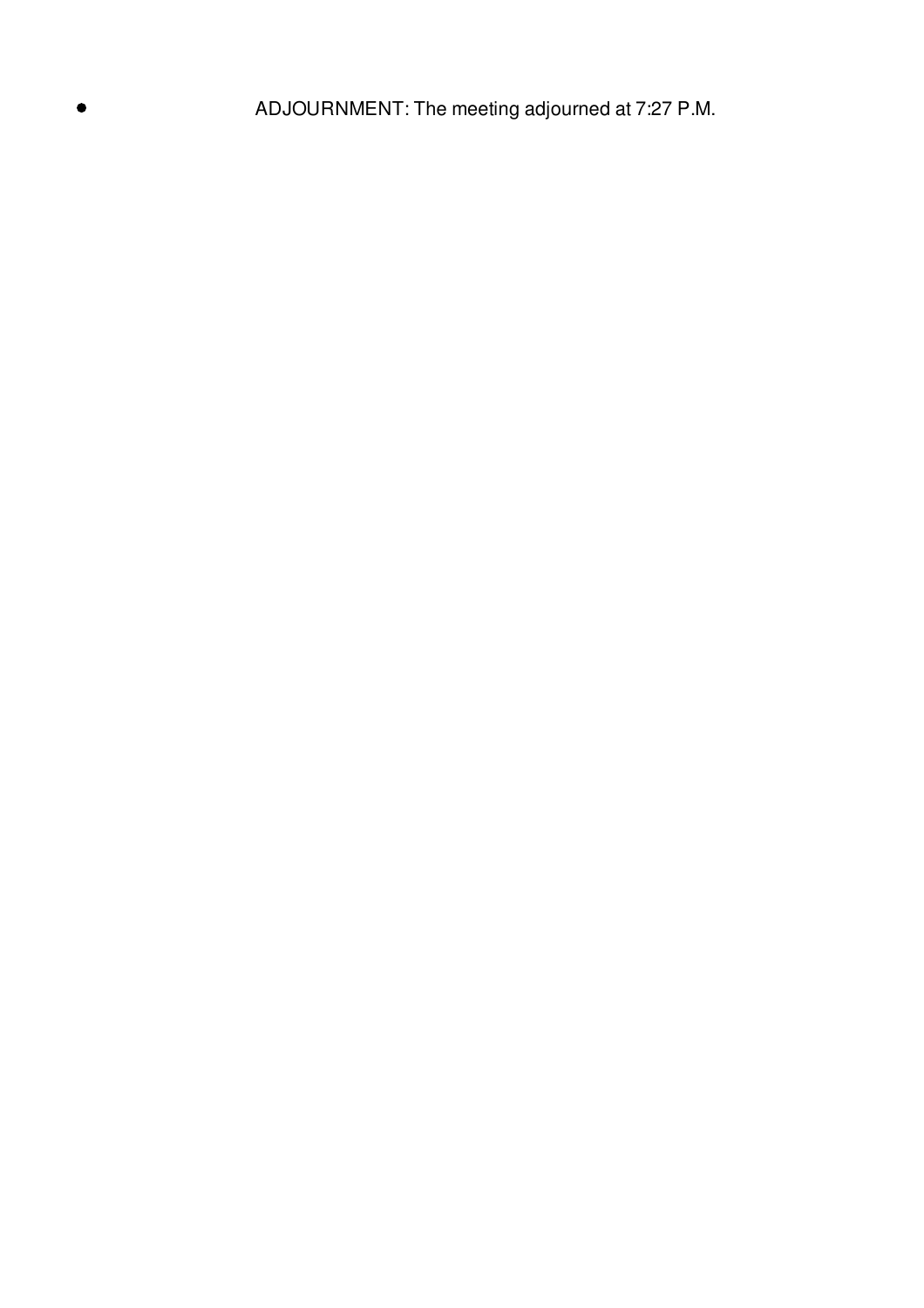- ADJOURNMENT: The meeting adjourned at 7:27 P.M.